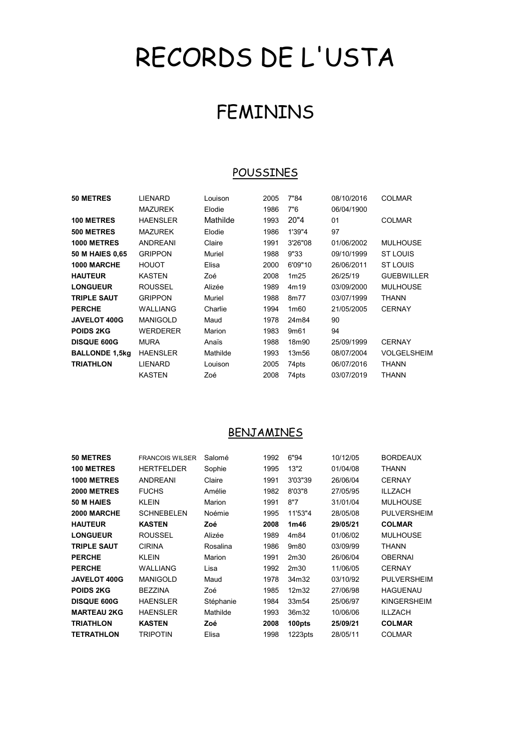# RECORDS DE L'USTA

## FEMININS

### POUSSINES

| | | | | | | |
|---|---|---|---|---|---|---|
| **50 METRES** | LIENARD | Louison | 2005 | 7"84 | 08/10/2016 | COLMAR |
| | MAZUREK | Elodie | 1986 | 7"6 | 06/04/1900 | |
| **100 METRES** | HAENSLER | Mathilde | 1993 | 20"4 | 01 | COLMAR |
| **500 METRES** | MAZUREK | Elodie | 1986 | 1'39"4 | 97 | |
| **1000 METRES** | ANDREANI | Claire | 1991 | 3'26"08 | 01/06/2002 | MULHOUSE |
| **50 M HAIES 0,65** | GRIPPON | Muriel | 1988 | 9"33 | 09/10/1999 | ST LOUIS |
| **1000 MARCHE** | HOUOT | Elisa | 2000 | 6'09"10 | 26/06/2011 | ST LOUIS |
| **HAUTEUR** | KASTEN | Zoé | 2008 | 1m25 | 26/25/19 | GUEBWILLER |
| **LONGUEUR** | ROUSSEL | Alizée | 1989 | 4m19 | 03/09/2000 | MULHOUSE |
| **TRIPLE SAUT** | GRIPPON | Muriel | 1988 | 8m77 | 03/07/1999 | THANN |
| **PERCHE** | WALLIANG | Charlie | 1994 | 1m60 | 21/05/2005 | CERNAY |
| **JAVELOT 400G** | MANIGOLD | Maud | 1978 | 24m84 | 90 | |
| **POIDS 2KG** | WERDERER | Marion | 1983 | 9m61 | 94 | |
| **DISQUE 600G** | MURA | Anaïs | 1988 | 18m90 | 25/09/1999 | CERNAY |
| **BALLONDE 1,5kg** | HAENSLER | Mathilde | 1993 | 13m56 | 08/07/2004 | VOLGELSHEIM |
| **TRIATHLON** | LIENARD | Louison | 2005 | 74pts | 06/07/2016 | THANN |
| | KASTEN | Zoé | 2008 | 74pts | 03/07/2019 | THANN |

### BENJAMINES

| | | | | | | |
|---|---|---|---|---|---|---|
| **50 METRES** | FRANCOIS WILSER | Salomé | 1992 | 6"94 | 10/12/05 | BORDEAUX |
| **100 METRES** | HERTFELDER | Sophie | 1995 | 13"2 | 01/04/08 | THANN |
| **1000 METRES** | ANDREANI | Claire | 1991 | 3'03"39 | 26/06/04 | CERNAY |
| **2000 METRES** | FUCHS | Amélie | 1982 | 8'03"8 | 27/05/95 | ILLZACH |
| **50 M HAIES** | KLEIN | Marion | 1991 | 8"7 | 31/01/04 | MULHOUSE |
| **2000 MARCHE** | SCHNEBELEN | Noémie | 1995 | 11'53"4 | 28/05/08 | PULVERSHEIM |
| **HAUTEUR** | **KASTEN** | **Zoé** | **2008** | **1m46** | **29/05/21** | **COLMAR** |
| **LONGUEUR** | ROUSSEL | Alizée | 1989 | 4m84 | 01/06/02 | MULHOUSE |
| **TRIPLE SAUT** | CIRINA | Rosalina | 1986 | 9m80 | 03/09/99 | THANN |
| **PERCHE** | KLEIN | Marion | 1991 | 2m30 | 26/06/04 | OBERNAI |
| **PERCHE** | WALLIANG | Lisa | 1992 | 2m30 | 11/06/05 | CERNAY |
| **JAVELOT 400G** | MANIGOLD | Maud | 1978 | 34m32 | 03/10/92 | PULVERSHEIM |
| **POIDS 2KG** | BEZZINA | Zoé | 1985 | 12m32 | 27/06/98 | HAGUENAU |
| **DISQUE 600G** | HAENSLER | Stéphanie | 1984 | 33m54 | 25/06/97 | KINGERSHEIM |
| **MARTEAU 2KG** | HAENSLER | Mathilde | 1993 | 36m32 | 10/06/06 | ILLZACH |
| **TRIATHLON** | **KASTEN** | **Zoé** | **2008** | **100pts** | **25/09/21** | **COLMAR** |
| **TETRATHLON** | TRIPOTIN | Elisa | 1998 | 1223pts | 28/05/11 | COLMAR |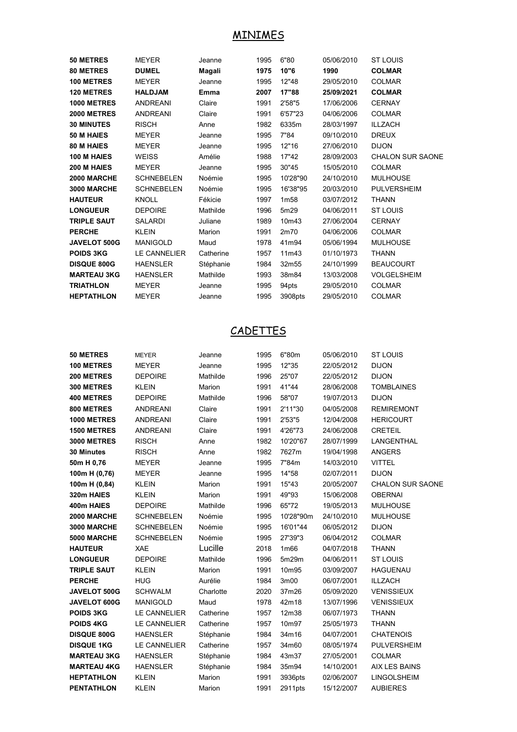## MINIMES

| | | | | | | |
|---|---|---|---|---|---|---|
| **50 METRES** | MEYER | Jeanne | 1995 | 6"80 | 05/06/2010 | ST LOUIS |
| **80 METRES** | **DUMEL** | **Magali** | **1975** | **10"6** | **1990** | **COLMAR** |
| **100 METRES** | MEYER | Jeanne | 1995 | 12"48 | 29/05/2010 | COLMAR |
| **120 METRES** | **HALDJAM** | **Emma** | **2007** | **17"88** | **25/09/2021** | **COLMAR** |
| **1000 METRES** | ANDREANI | Claire | 1991 | 2'58"5 | 17/06/2006 | CERNAY |
| **2000 METRES** | ANDREANI | Claire | 1991 | 6'57"23 | 04/06/2006 | COLMAR |
| **30 MINUTES** | RISCH | Anne | 1982 | 6335m | 28/03/1997 | ILLZACH |
| **50 M HAIES** | MEYER | Jeanne | 1995 | 7"84 | 09/10/2010 | DREUX |
| **80 M HAIES** | MEYER | Jeanne | 1995 | 12"16 | 27/06/2010 | DIJON |
| **100 M HAIES** | WEISS | Amélie | 1988 | 17"42 | 28/09/2003 | CHALON SUR SAONE |
| **200 M HAIES** | MEYER | Jeanne | 1995 | 30"45 | 15/05/2010 | COLMAR |
| **2000 MARCHE** | SCHNEBELEN | Noémie | 1995 | 10'28"90 | 24/10/2010 | MULHOUSE |
| **3000 MARCHE** | SCHNEBELEN | Noémie | 1995 | 16'38"95 | 20/03/2010 | PULVERSHEIM |
| **HAUTEUR** | KNOLL | Fékicie | 1997 | 1m58 | 03/07/2012 | THANN |
| **LONGUEUR** | DEPOIRE | Mathilde | 1996 | 5m29 | 04/06/2011 | ST LOUIS |
| **TRIPLE SAUT** | SALARDI | Juliane | 1989 | 10m43 | 27/06/2004 | CERNAY |
| **PERCHE** | KLEIN | Marion | 1991 | 2m70 | 04/06/2006 | COLMAR |
| **JAVELOT 500G** | MANIGOLD | Maud | 1978 | 41m94 | 05/06/1994 | MULHOUSE |
| **POIDS 3KG** | LE CANNELIER | Catherine | 1957 | 11m43 | 01/10/1973 | THANN |
| **DISQUE 800G** | HAENSLER | Stéphanie | 1984 | 32m55 | 24/10/1999 | BEAUCOURT |
| **MARTEAU 3KG** | HAENSLER | Mathilde | 1993 | 38m84 | 13/03/2008 | VOLGELSHEIM |
| **TRIATHLON** | MEYER | Jeanne | 1995 | 94pts | 29/05/2010 | COLMAR |
| **HEPTATHLON** | MEYER | Jeanne | 1995 | 3908pts | 29/05/2010 | COLMAR |

## CADETTES

| | | | | | | |
|---|---|---|---|---|---|---|
| **50 METRES** | MEYER | Jeanne | 1995 | 6"80m | 05/06/2010 | ST LOUIS |
| **100 METRES** | MEYER | Jeanne | 1995 | 12"35 | 22/05/2012 | DIJON |
| **200 METRES** | DEPOIRE | Mathilde | 1996 | 25"07 | 22/05/2012 | DIJON |
| **300 METRES** | KLEIN | Marion | 1991 | 41"44 | 28/06/2008 | TOMBLAINES |
| **400 METRES** | DEPOIRE | Mathilde | 1996 | 58"07 | 19/07/2013 | DIJON |
| **800 METRES** | ANDREANI | Claire | 1991 | 2'11"30 | 04/05/2008 | REMIREMONT |
| **1000 METRES** | ANDREANI | Claire | 1991 | 2'53"5 | 12/04/2008 | HERICOURT |
| **1500 METRES** | ANDREANI | Claire | 1991 | 4'26"73 | 24/06/2008 | CRETEIL |
| **3000 METRES** | RISCH | Anne | 1982 | 10'20"67 | 28/07/1999 | LANGENTHAL |
| **30 Minutes** | RISCH | Anne | 1982 | 7627m | 19/04/1998 | ANGERS |
| **50m H 0,76** | MEYER | Jeanne | 1995 | 7"84m | 14/03/2010 | VITTEL |
| **100m H (0,76)** | MEYER | Jeanne | 1995 | 14"58 | 02/07/2011 | DIJON |
| **100m H (0,84)** | KLEIN | Marion | 1991 | 15"43 | 20/05/2007 | CHALON SUR SAONE |
| **320m HAIES** | KLEIN | Marion | 1991 | 49"93 | 15/06/2008 | OBERNAI |
| **400m HAIES** | DEPOIRE | Mathilde | 1996 | 65"72 | 19/05/2013 | MULHOUSE |
| **2000 MARCHE** | SCHNEBELEN | Noémie | 1995 | 10'28"90m | 24/10/2010 | MULHOUSE |
| **3000 MARCHE** | SCHNEBELEN | Noémie | 1995 | 16'01"44 | 06/05/2012 | DIJON |
| **5000 MARCHE** | SCHNEBELEN | Noémie | 1995 | 27'39"3 | 06/04/2012 | COLMAR |
| **HAUTEUR** | XAE | Lucille | 2018 | 1m66 | 04/07/2018 | THANN |
| **LONGUEUR** | DEPOIRE | Mathilde | 1996 | 5m29m | 04/06/2011 | ST LOUIS |
| **TRIPLE SAUT** | KLEIN | Marion | 1991 | 10m95 | 03/09/2007 | HAGUENAU |
| **PERCHE** | HUG | Aurélie | 1984 | 3m00 | 06/07/2001 | ILLZACH |
| **JAVELOT 500G** | SCHWALM | Charlotte | 2020 | 37m26 | 05/09/2020 | VENISSIEUX |
| **JAVELOT 600G** | MANIGOLD | Maud | 1978 | 42m18 | 13/07/1996 | VENISSIEUX |
| **POIDS 3KG** | LE CANNELIER | Catherine | 1957 | 12m38 | 06/07/1973 | THANN |
| **POIDS 4KG** | LE CANNELIER | Catherine | 1957 | 10m97 | 25/05/1973 | THANN |
| **DISQUE 800G** | HAENSLER | Stéphanie | 1984 | 34m16 | 04/07/2001 | CHATENOIS |
| **DISQUE 1KG** | LE CANNELIER | Catherine | 1957 | 34m60 | 08/05/1974 | PULVERSHEIM |
| **MARTEAU 3KG** | HAENSLER | Stéphanie | 1984 | 43m37 | 27/05/2001 | COLMAR |
| **MARTEAU 4KG** | HAENSLER | Stéphanie | 1984 | 35m94 | 14/10/2001 | AIX LES BAINS |
| **HEPTATHLON** | KLEIN | Marion | 1991 | 3936pts | 02/06/2007 | LINGOLSHEIM |
| **PENTATHLON** | KLEIN | Marion | 1991 | 2911pts | 15/12/2007 | AUBIERES |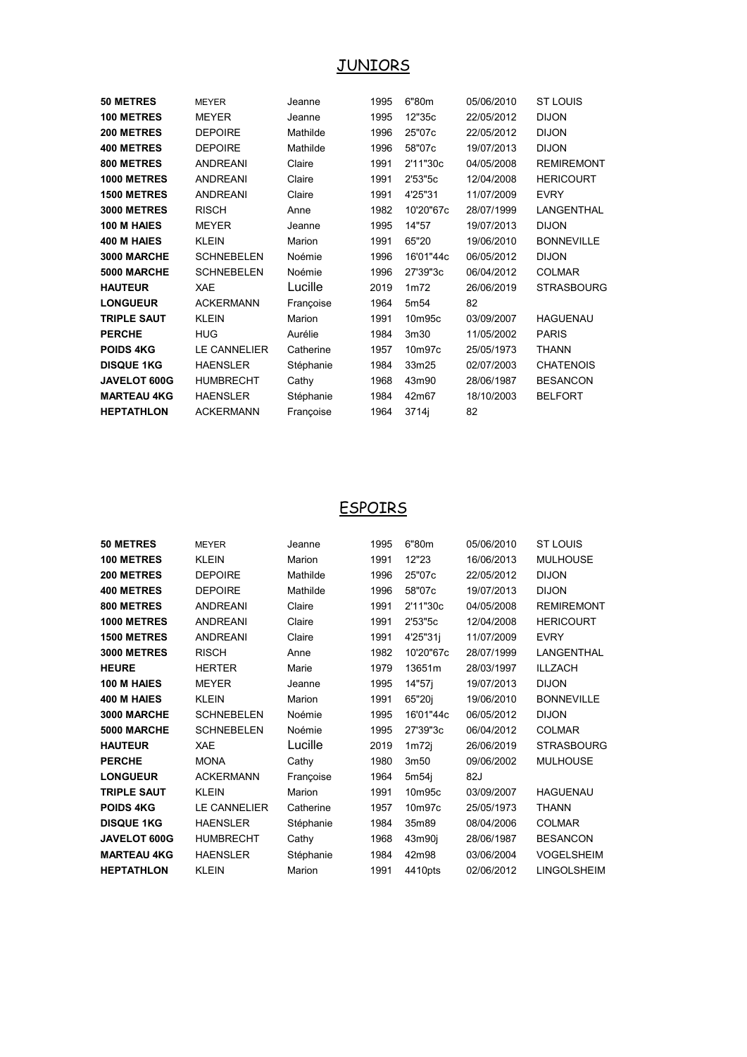## JUNIORS

| | | | | | | |
|---|---|---|---|---|---|---|
| **50 METRES** | MEYER | Jeanne | 1995 | 6"80m | 05/06/2010 | ST LOUIS |
| **100 METRES** | MEYER | Jeanne | 1995 | 12"35c | 22/05/2012 | DIJON |
| **200 METRES** | DEPOIRE | Mathilde | 1996 | 25"07c | 22/05/2012 | DIJON |
| **400 METRES** | DEPOIRE | Mathilde | 1996 | 58"07c | 19/07/2013 | DIJON |
| **800 METRES** | ANDREANI | Claire | 1991 | 2'11"30c | 04/05/2008 | REMIREMONT |
| **1000 METRES** | ANDREANI | Claire | 1991 | 2'53"5c | 12/04/2008 | HERICOURT |
| **1500 METRES** | ANDREANI | Claire | 1991 | 4'25"31 | 11/07/2009 | EVRY |
| **3000 METRES** | RISCH | Anne | 1982 | 10'20"67c | 28/07/1999 | LANGENTHAL |
| **100 M HAIES** | MEYER | Jeanne | 1995 | 14"57 | 19/07/2013 | DIJON |
| **400 M HAIES** | KLEIN | Marion | 1991 | 65"20 | 19/06/2010 | BONNEVILLE |
| **3000 MARCHE** | SCHNEBELEN | Noémie | 1996 | 16'01"44c | 06/05/2012 | DIJON |
| **5000 MARCHE** | SCHNEBELEN | Noémie | 1996 | 27'39"3c | 06/04/2012 | COLMAR |
| **HAUTEUR** | XAE | Lucille | 2019 | 1m72 | 26/06/2019 | STRASBOURG |
| **LONGUEUR** | ACKERMANN | Françoise | 1964 | 5m54 | 82 | |
| **TRIPLE SAUT** | KLEIN | Marion | 1991 | 10m95c | 03/09/2007 | HAGUENAU |
| **PERCHE** | HUG | Aurélie | 1984 | 3m30 | 11/05/2002 | PARIS |
| **POIDS 4KG** | LE CANNELIER | Catherine | 1957 | 10m97c | 25/05/1973 | THANN |
| **DISQUE 1KG** | HAENSLER | Stéphanie | 1984 | 33m25 | 02/07/2003 | CHATENOIS |
| **JAVELOT 600G** | HUMBRECHT | Cathy | 1968 | 43m90 | 28/06/1987 | BESANCON |
| **MARTEAU 4KG** | HAENSLER | Stéphanie | 1984 | 42m67 | 18/10/2003 | BELFORT |
| **HEPTATHLON** | ACKERMANN | Françoise | 1964 | 3714j | 82 | |

## ESPOIRS

| | | | | | | |
|---|---|---|---|---|---|---|
| **50 METRES** | MEYER | Jeanne | 1995 | 6"80m | 05/06/2010 | ST LOUIS |
| **100 METRES** | KLEIN | Marion | 1991 | 12"23 | 16/06/2013 | MULHOUSE |
| **200 METRES** | DEPOIRE | Mathilde | 1996 | 25"07c | 22/05/2012 | DIJON |
| **400 METRES** | DEPOIRE | Mathilde | 1996 | 58"07c | 19/07/2013 | DIJON |
| **800 METRES** | ANDREANI | Claire | 1991 | 2'11"30c | 04/05/2008 | REMIREMONT |
| **1000 METRES** | ANDREANI | Claire | 1991 | 2'53"5c | 12/04/2008 | HERICOURT |
| **1500 METRES** | ANDREANI | Claire | 1991 | 4'25"31j | 11/07/2009 | EVRY |
| **3000 METRES** | RISCH | Anne | 1982 | 10'20"67c | 28/07/1999 | LANGENTHAL |
| **HEURE** | HERTER | Marie | 1979 | 13651m | 28/03/1997 | ILLZACH |
| **100 M HAIES** | MEYER | Jeanne | 1995 | 14"57j | 19/07/2013 | DIJON |
| **400 M HAIES** | KLEIN | Marion | 1991 | 65"20j | 19/06/2010 | BONNEVILLE |
| **3000 MARCHE** | SCHNEBELEN | Noémie | 1995 | 16'01"44c | 06/05/2012 | DIJON |
| **5000 MARCHE** | SCHNEBELEN | Noémie | 1995 | 27'39"3c | 06/04/2012 | COLMAR |
| **HAUTEUR** | XAE | Lucille | 2019 | 1m72j | 26/06/2019 | STRASBOURG |
| **PERCHE** | MONA | Cathy | 1980 | 3m50 | 09/06/2002 | MULHOUSE |
| **LONGUEUR** | ACKERMANN | Françoise | 1964 | 5m54j | 82J | |
| **TRIPLE SAUT** | KLEIN | Marion | 1991 | 10m95c | 03/09/2007 | HAGUENAU |
| **POIDS 4KG** | LE CANNELIER | Catherine | 1957 | 10m97c | 25/05/1973 | THANN |
| **DISQUE 1KG** | HAENSLER | Stéphanie | 1984 | 35m89 | 08/04/2006 | COLMAR |
| **JAVELOT 600G** | HUMBRECHT | Cathy | 1968 | 43m90j | 28/06/1987 | BESANCON |
| **MARTEAU 4KG** | HAENSLER | Stéphanie | 1984 | 42m98 | 03/06/2004 | VOGELSHEIM |
| **HEPTATHLON** | KLEIN | Marion | 1991 | 4410pts | 02/06/2012 | LINGOLSHEIM |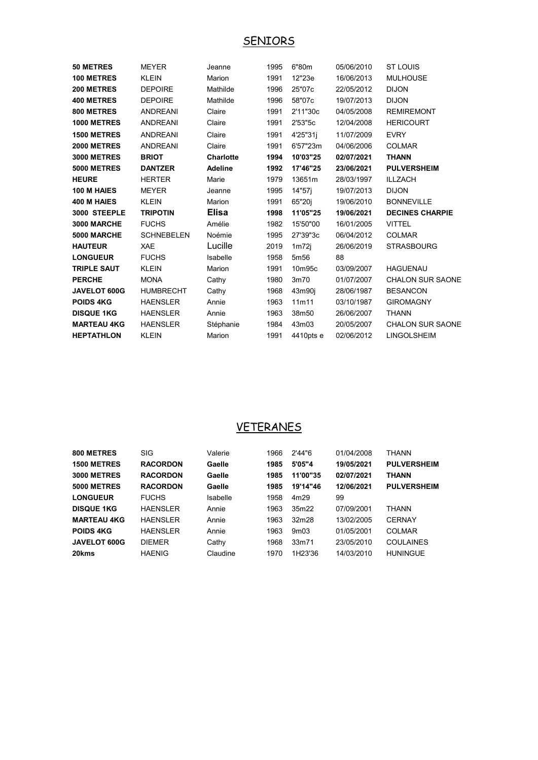## SENIORS

| | | | | | | |
|---|---|---|---|---|---|---|
| **50 METRES** | MEYER | Jeanne | 1995 | 6"80m | 05/06/2010 | ST LOUIS |
| **100 METRES** | KLEIN | Marion | 1991 | 12"23e | 16/06/2013 | MULHOUSE |
| **200 METRES** | DEPOIRE | Mathilde | 1996 | 25"07c | 22/05/2012 | DIJON |
| **400 METRES** | DEPOIRE | Mathilde | 1996 | 58"07c | 19/07/2013 | DIJON |
| **800 METRES** | ANDREANI | Claire | 1991 | 2'11"30c | 04/05/2008 | REMIREMONT |
| **1000 METRES** | ANDREANI | Claire | 1991 | 2'53"5c | 12/04/2008 | HERICOURT |
| **1500 METRES** | ANDREANI | Claire | 1991 | 4'25"31j | 11/07/2009 | EVRY |
| **2000 METRES** | ANDREANI | Claire | 1991 | 6'57"23m | 04/06/2006 | COLMAR |
| **3000 METRES** | **BRIOT** | **Charlotte** | **1994** | **10'03"25** | **02/07/2021** | **THANN** |
| **5000 METRES** | **DANTZER** | **Adeline** | **1992** | **17'46"25** | **23/06/2021** | **PULVERSHEIM** |
| **HEURE** | HERTER | Marie | 1979 | 13651m | 28/03/1997 | ILLZACH |
| **100 M HAIES** | MEYER | Jeanne | 1995 | 14"57j | 19/07/2013 | DIJON |
| **400 M HAIES** | KLEIN | Marion | 1991 | 65"20j | 19/06/2010 | BONNEVILLE |
| **3000 STEEPLE** | **TRIPOTIN** | **Elisa** | **1998** | **11'05"25** | **19/06/2021** | **DECINES CHARPIE** |
| **3000 MARCHE** | FUCHS | Amélie | 1982 | 15'50"00 | 16/01/2005 | VITTEL |
| **5000 MARCHE** | SCHNEBELEN | Noémie | 1995 | 27'39"3c | 06/04/2012 | COLMAR |
| **HAUTEUR** | XAE | Lucille | 2019 | 1m72j | 26/06/2019 | STRASBOURG |
| **LONGUEUR** | FUCHS | Isabelle | 1958 | 5m56 | 88 | |
| **TRIPLE SAUT** | KLEIN | Marion | 1991 | 10m95c | 03/09/2007 | HAGUENAU |
| **PERCHE** | MONA | Cathy | 1980 | 3m70 | 01/07/2007 | CHALON SUR SAONE |
| **JAVELOT 600G** | HUMBRECHT | Cathy | 1968 | 43m90j | 28/06/1987 | BESANCON |
| **POIDS 4KG** | HAENSLER | Annie | 1963 | 11m11 | 03/10/1987 | GIROMAGNY |
| **DISQUE 1KG** | HAENSLER | Annie | 1963 | 38m50 | 26/06/2007 | THANN |
| **MARTEAU 4KG** | HAENSLER | Stéphanie | 1984 | 43m03 | 20/05/2007 | CHALON SUR SAONE |
| **HEPTATHLON** | KLEIN | Marion | 1991 | 4410pts e | 02/06/2012 | LINGOLSHEIM |

## VETERANES

| | | | | | | |
|---|---|---|---|---|---|---|
| **800 METRES** | SIG | Valerie | 1966 | 2'44"6 | 01/04/2008 | THANN |
| **1500 METRES** | **RACORDON** | **Gaelle** | **1985** | **5'05"4** | **19/05/2021** | **PULVERSHEIM** |
| **3000 METRES** | **RACORDON** | **Gaelle** | **1985** | **11'00"35** | **02/07/2021** | **THANN** |
| **5000 METRES** | **RACORDON** | **Gaelle** | **1985** | **19'14"46** | **12/06/2021** | **PULVERSHEIM** |
| **LONGUEUR** | FUCHS | Isabelle | 1958 | 4m29 | 99 | |
| **DISQUE 1KG** | HAENSLER | Annie | 1963 | 35m22 | 07/09/2001 | THANN |
| **MARTEAU 4KG** | HAENSLER | Annie | 1963 | 32m28 | 13/02/2005 | CERNAY |
| **POIDS 4KG** | HAENSLER | Annie | 1963 | 9m03 | 01/05/2001 | COLMAR |
| **JAVELOT 600G** | DIEMER | Cathy | 1968 | 33m71 | 23/05/2010 | COULAINES |
| **20kms** | HAENIG | Claudine | 1970 | 1H23'36 | 14/03/2010 | HUNINGUE |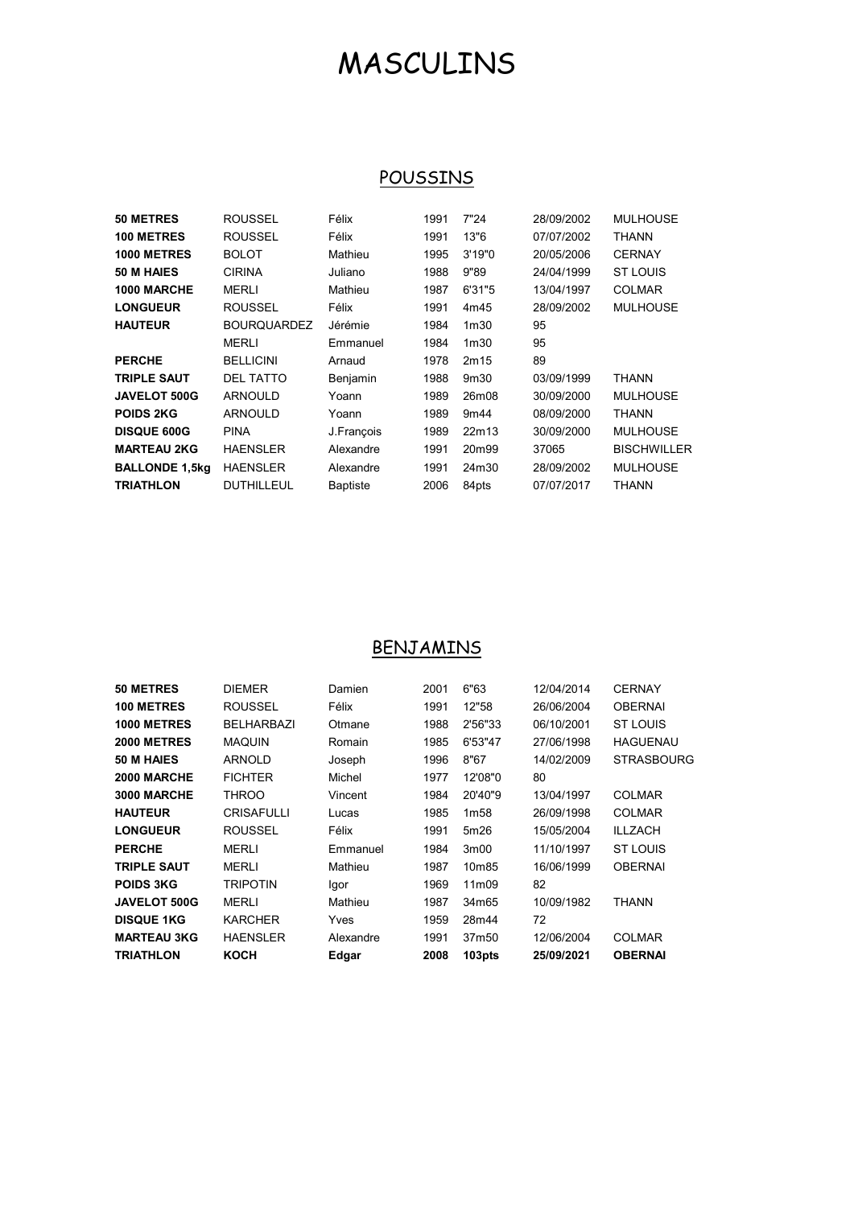# MASCULINS

## POUSSINS

| | | | | | | |
|---|---|---|---|---|---|---|
| **50 METRES** | ROUSSEL | Félix | 1991 | 7"24 | 28/09/2002 | MULHOUSE |
| **100 METRES** | ROUSSEL | Félix | 1991 | 13"6 | 07/07/2002 | THANN |
| **1000 METRES** | BOLOT | Mathieu | 1995 | 3'19"0 | 20/05/2006 | CERNAY |
| **50 M HAIES** | CIRINA | Juliano | 1988 | 9"89 | 24/04/1999 | ST LOUIS |
| **1000 MARCHE** | MERLI | Mathieu | 1987 | 6'31"5 | 13/04/1997 | COLMAR |
| **LONGUEUR** | ROUSSEL | Félix | 1991 | 4m45 | 28/09/2002 | MULHOUSE |
| **HAUTEUR** | BOURQUARDEZ | Jérémie | 1984 | 1m30 | 95 | |
| | MERLI | Emmanuel | 1984 | 1m30 | 95 | |
| **PERCHE** | BELLICINI | Arnaud | 1978 | 2m15 | 89 | |
| **TRIPLE SAUT** | DEL TATTO | Benjamin | 1988 | 9m30 | 03/09/1999 | THANN |
| **JAVELOT 500G** | ARNOULD | Yoann | 1989 | 26m08 | 30/09/2000 | MULHOUSE |
| **POIDS 2KG** | ARNOULD | Yoann | 1989 | 9m44 | 08/09/2000 | THANN |
| **DISQUE 600G** | PINA | J.François | 1989 | 22m13 | 30/09/2000 | MULHOUSE |
| **MARTEAU 2KG** | HAENSLER | Alexandre | 1991 | 20m99 | 37065 | BISCHWILLER |
| **BALLONDE 1,5kg** | HAENSLER | Alexandre | 1991 | 24m30 | 28/09/2002 | MULHOUSE |
| **TRIATHLON** | DUTHILLEUL | Baptiste | 2006 | 84pts | 07/07/2017 | THANN |

## BENJAMINS

| | | | | | | |
|---|---|---|---|---|---|---|
| **50 METRES** | DIEMER | Damien | 2001 | 6"63 | 12/04/2014 | CERNAY |
| **100 METRES** | ROUSSEL | Félix | 1991 | 12"58 | 26/06/2004 | OBERNAI |
| **1000 METRES** | BELHARBAZI | Otmane | 1988 | 2'56"33 | 06/10/2001 | ST LOUIS |
| **2000 METRES** | MAQUIN | Romain | 1985 | 6'53"47 | 27/06/1998 | HAGUENAU |
| **50 M HAIES** | ARNOLD | Joseph | 1996 | 8"67 | 14/02/2009 | STRASBOURG |
| **2000 MARCHE** | FICHTER | Michel | 1977 | 12'08"0 | 80 | |
| **3000 MARCHE** | THROO | Vincent | 1984 | 20'40"9 | 13/04/1997 | COLMAR |
| **HAUTEUR** | CRISAFULLI | Lucas | 1985 | 1m58 | 26/09/1998 | COLMAR |
| **LONGUEUR** | ROUSSEL | Félix | 1991 | 5m26 | 15/05/2004 | ILLZACH |
| **PERCHE** | MERLI | Emmanuel | 1984 | 3m00 | 11/10/1997 | ST LOUIS |
| **TRIPLE SAUT** | MERLI | Mathieu | 1987 | 10m85 | 16/06/1999 | OBERNAI |
| **POIDS 3KG** | TRIPOTIN | Igor | 1969 | 11m09 | 82 | |
| **JAVELOT 500G** | MERLI | Mathieu | 1987 | 34m65 | 10/09/1982 | THANN |
| **DISQUE 1KG** | KARCHER | Yves | 1959 | 28m44 | 72 | |
| **MARTEAU 3KG** | HAENSLER | Alexandre | 1991 | 37m50 | 12/06/2004 | COLMAR |
| **TRIATHLON** | **KOCH** | **Edgar** | **2008** | **103pts** | **25/09/2021** | **OBERNAI** |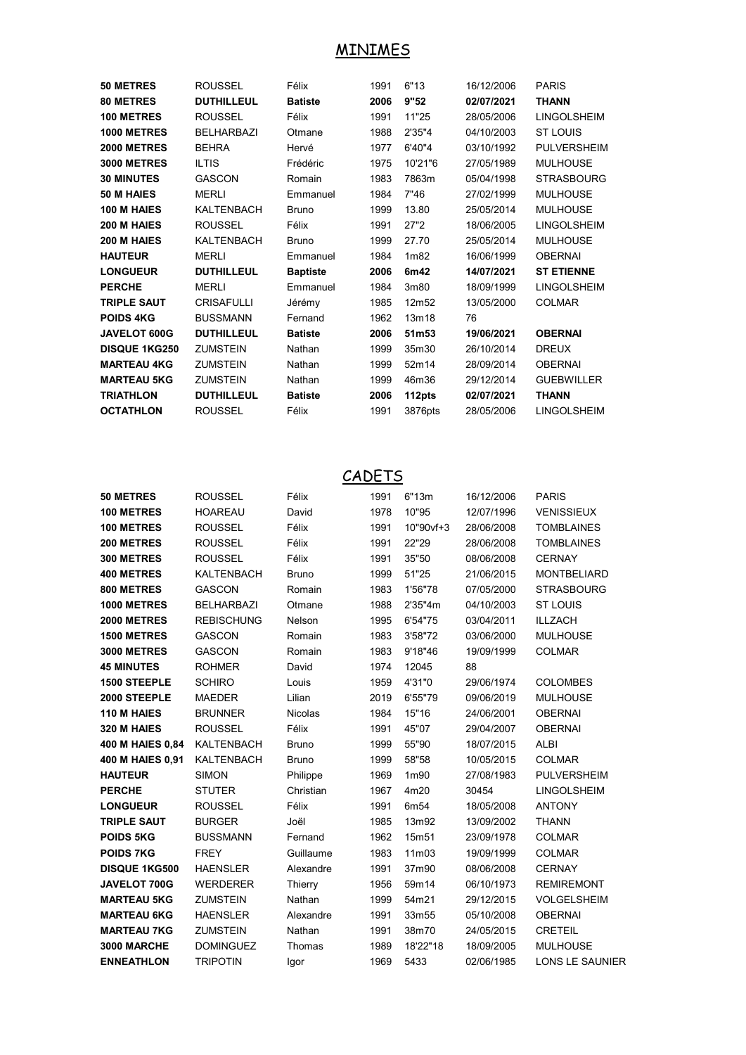## MINIMES

| | | | | | | |
|---|---|---|---|---|---|---|
| **50 METRES** | ROUSSEL | Félix | 1991 | 6"13 | 16/12/2006 | PARIS |
| **80 METRES** | **DUTHILLEUL** | **Batiste** | **2006** | **9"52** | **02/07/2021** | **THANN** |
| **100 METRES** | ROUSSEL | Félix | 1991 | 11"25 | 28/05/2006 | LINGOLSHEIM |
| **1000 METRES** | BELHARBAZI | Otmane | 1988 | 2'35"4 | 04/10/2003 | ST LOUIS |
| **2000 METRES** | BEHRA | Hervé | 1977 | 6'40"4 | 03/10/1992 | PULVERSHEIM |
| **3000 METRES** | ILTIS | Frédéric | 1975 | 10'21"6 | 27/05/1989 | MULHOUSE |
| **30 MINUTES** | GASCON | Romain | 1983 | 7863m | 05/04/1998 | STRASBOURG |
| **50 M HAIES** | MERLI | Emmanuel | 1984 | 7"46 | 27/02/1999 | MULHOUSE |
| **100 M HAIES** | KALTENBACH | Bruno | 1999 | 13.80 | 25/05/2014 | MULHOUSE |
| **200 M HAIES** | ROUSSEL | Félix | 1991 | 27"2 | 18/06/2005 | LINGOLSHEIM |
| **200 M HAIES** | KALTENBACH | Bruno | 1999 | 27.70 | 25/05/2014 | MULHOUSE |
| **HAUTEUR** | MERLI | Emmanuel | 1984 | 1m82 | 16/06/1999 | OBERNAI |
| **LONGUEUR** | **DUTHILLEUL** | **Baptiste** | **2006** | **6m42** | **14/07/2021** | **ST ETIENNE** |
| **PERCHE** | MERLI | Emmanuel | 1984 | 3m80 | 18/09/1999 | LINGOLSHEIM |
| **TRIPLE SAUT** | CRISAFULLI | Jérémy | 1985 | 12m52 | 13/05/2000 | COLMAR |
| **POIDS 4KG** | BUSSMANN | Fernand | 1962 | 13m18 | 76 | |
| **JAVELOT 600G** | **DUTHILLEUL** | **Batiste** | **2006** | **51m53** | **19/06/2021** | **OBERNAI** |
| **DISQUE 1KG250** | ZUMSTEIN | Nathan | 1999 | 35m30 | 26/10/2014 | DREUX |
| **MARTEAU 4KG** | ZUMSTEIN | Nathan | 1999 | 52m14 | 28/09/2014 | OBERNAI |
| **MARTEAU 5KG** | ZUMSTEIN | Nathan | 1999 | 46m36 | 29/12/2014 | GUEBWILLER |
| **TRIATHLON** | **DUTHILLEUL** | **Batiste** | **2006** | **112pts** | **02/07/2021** | **THANN** |
| **OCTATHLON** | ROUSSEL | Félix | 1991 | 3876pts | 28/05/2006 | LINGOLSHEIM |

## CADETS

| | | | | | | |
|---|---|---|---|---|---|---|
| **50 METRES** | ROUSSEL | Félix | 1991 | 6"13m | 16/12/2006 | PARIS |
| **100 METRES** | HOAREAU | David | 1978 | 10"95 | 12/07/1996 | VENISSIEUX |
| **100 METRES** | ROUSSEL | Félix | 1991 | 10"90vf+3 | 28/06/2008 | TOMBLAINES |
| **200 METRES** | ROUSSEL | Félix | 1991 | 22"29 | 28/06/2008 | TOMBLAINES |
| **300 METRES** | ROUSSEL | Félix | 1991 | 35"50 | 08/06/2008 | CERNAY |
| **400 METRES** | KALTENBACH | Bruno | 1999 | 51"25 | 21/06/2015 | MONTBELIARD |
| **800 METRES** | GASCON | Romain | 1983 | 1'56"78 | 07/05/2000 | STRASBOURG |
| **1000 METRES** | BELHARBAZI | Otmane | 1988 | 2'35"4m | 04/10/2003 | ST LOUIS |
| **2000 METRES** | REBISCHUNG | Nelson | 1995 | 6'54"75 | 03/04/2011 | ILLZACH |
| **1500 METRES** | GASCON | Romain | 1983 | 3'58"72 | 03/06/2000 | MULHOUSE |
| **3000 METRES** | GASCON | Romain | 1983 | 9'18"46 | 19/09/1999 | COLMAR |
| **45 MINUTES** | ROHMER | David | 1974 | 12045 | 88 | |
| **1500 STEEPLE** | SCHIRO | Louis | 1959 | 4'31"0 | 29/06/1974 | COLOMBES |
| **2000 STEEPLE** | MAEDER | Lilian | 2019 | 6'55"79 | 09/06/2019 | MULHOUSE |
| **110 M HAIES** | BRUNNER | Nicolas | 1984 | 15"16 | 24/06/2001 | OBERNAI |
| **320 M HAIES** | ROUSSEL | Félix | 1991 | 45"07 | 29/04/2007 | OBERNAI |
| **400 M HAIES 0,84** | KALTENBACH | Bruno | 1999 | 55"90 | 18/07/2015 | ALBI |
| **400 M HAIES 0,91** | KALTENBACH | Bruno | 1999 | 58"58 | 10/05/2015 | COLMAR |
| **HAUTEUR** | SIMON | Philippe | 1969 | 1m90 | 27/08/1983 | PULVERSHEIM |
| **PERCHE** | STUTER | Christian | 1967 | 4m20 | 30454 | LINGOLSHEIM |
| **LONGUEUR** | ROUSSEL | Félix | 1991 | 6m54 | 18/05/2008 | ANTONY |
| **TRIPLE SAUT** | BURGER | Joël | 1985 | 13m92 | 13/09/2002 | THANN |
| **POIDS 5KG** | BUSSMANN | Fernand | 1962 | 15m51 | 23/09/1978 | COLMAR |
| **POIDS 7KG** | FREY | Guillaume | 1983 | 11m03 | 19/09/1999 | COLMAR |
| **DISQUE 1KG500** | HAENSLER | Alexandre | 1991 | 37m90 | 08/06/2008 | CERNAY |
| **JAVELOT 700G** | WERDERER | Thierry | 1956 | 59m14 | 06/10/1973 | REMIREMONT |
| **MARTEAU 5KG** | ZUMSTEIN | Nathan | 1999 | 54m21 | 29/12/2015 | VOLGELSHEIM |
| **MARTEAU 6KG** | HAENSLER | Alexandre | 1991 | 33m55 | 05/10/2008 | OBERNAI |
| **MARTEAU 7KG** | ZUMSTEIN | Nathan | 1991 | 38m70 | 24/05/2015 | CRETEIL |
| **3000 MARCHE** | DOMINGUEZ | Thomas | 1989 | 18'22"18 | 18/09/2005 | MULHOUSE |
| **ENNEATHLON** | TRIPOTIN | Igor | 1969 | 5433 | 02/06/1985 | LONS LE SAUNIER |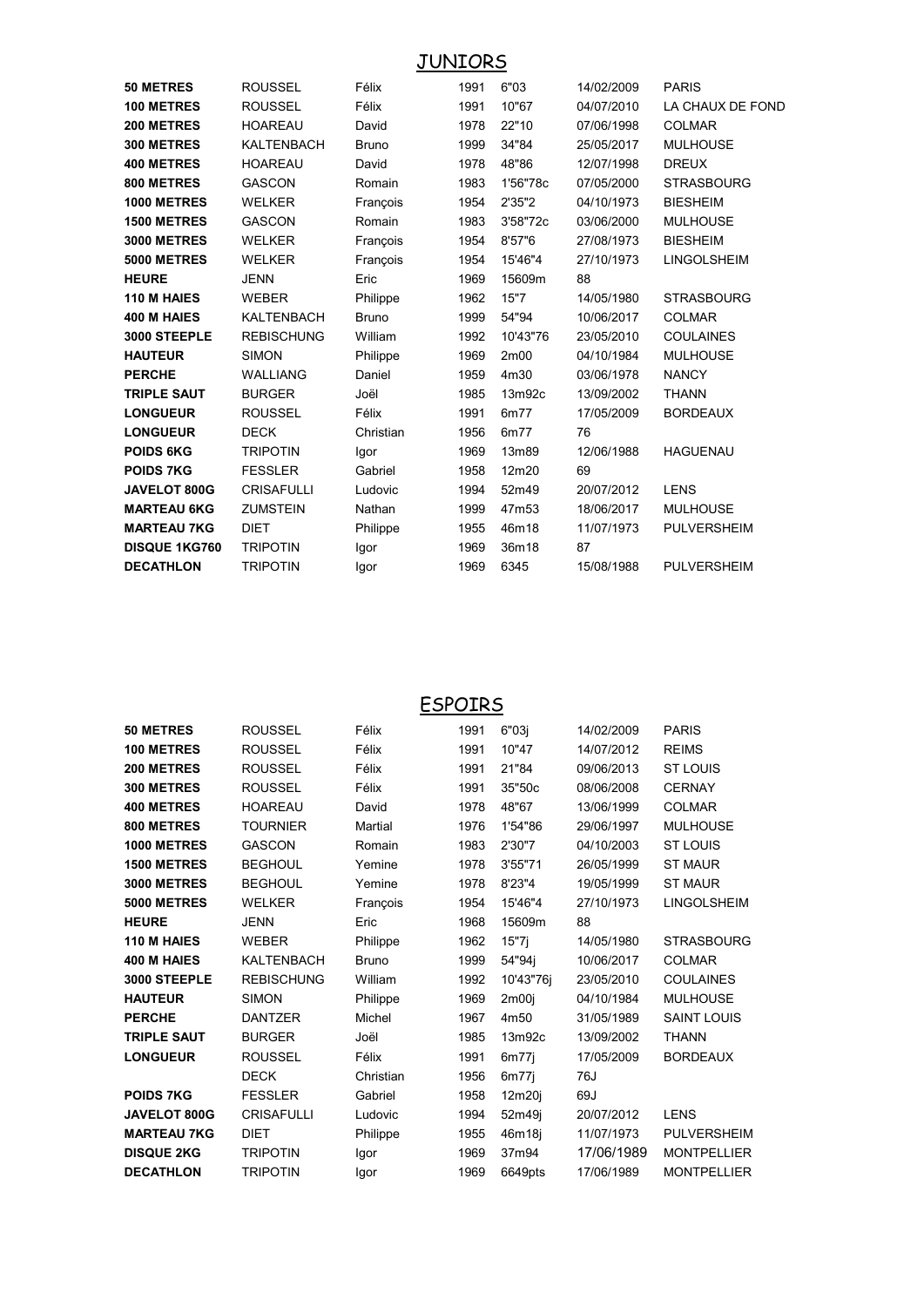## JUNIORS

| | | | | | | |
|---|---|---|---|---|---|---|
| **50 METRES** | ROUSSEL | Félix | 1991 | 6"03 | 14/02/2009 | PARIS |
| **100 METRES** | ROUSSEL | Félix | 1991 | 10"67 | 04/07/2010 | LA CHAUX DE FOND |
| **200 METRES** | HOAREAU | David | 1978 | 22"10 | 07/06/1998 | COLMAR |
| **300 METRES** | KALTENBACH | Bruno | 1999 | 34"84 | 25/05/2017 | MULHOUSE |
| **400 METRES** | HOAREAU | David | 1978 | 48"86 | 12/07/1998 | DREUX |
| **800 METRES** | GASCON | Romain | 1983 | 1'56"78c | 07/05/2000 | STRASBOURG |
| **1000 METRES** | WELKER | François | 1954 | 2'35"2 | 04/10/1973 | BIESHEIM |
| **1500 METRES** | GASCON | Romain | 1983 | 3'58"72c | 03/06/2000 | MULHOUSE |
| **3000 METRES** | WELKER | François | 1954 | 8'57"6 | 27/08/1973 | BIESHEIM |
| **5000 METRES** | WELKER | François | 1954 | 15'46"4 | 27/10/1973 | LINGOLSHEIM |
| **HEURE** | JENN | Eric | 1969 | 15609m | 88 | |
| **110 M HAIES** | WEBER | Philippe | 1962 | 15"7 | 14/05/1980 | STRASBOURG |
| **400 M HAIES** | KALTENBACH | Bruno | 1999 | 54"94 | 10/06/2017 | COLMAR |
| **3000 STEEPLE** | REBISCHUNG | William | 1992 | 10'43"76 | 23/05/2010 | COULAINES |
| **HAUTEUR** | SIMON | Philippe | 1969 | 2m00 | 04/10/1984 | MULHOUSE |
| **PERCHE** | WALLIANG | Daniel | 1959 | 4m30 | 03/06/1978 | NANCY |
| **TRIPLE SAUT** | BURGER | Joël | 1985 | 13m92c | 13/09/2002 | THANN |
| **LONGUEUR** | ROUSSEL | Félix | 1991 | 6m77 | 17/05/2009 | BORDEAUX |
| **LONGUEUR** | DECK | Christian | 1956 | 6m77 | 76 | |
| **POIDS 6KG** | TRIPOTIN | Igor | 1969 | 13m89 | 12/06/1988 | HAGUENAU |
| **POIDS 7KG** | FESSLER | Gabriel | 1958 | 12m20 | 69 | |
| **JAVELOT 800G** | CRISAFULLI | Ludovic | 1994 | 52m49 | 20/07/2012 | LENS |
| **MARTEAU 6KG** | ZUMSTEIN | Nathan | 1999 | 47m53 | 18/06/2017 | MULHOUSE |
| **MARTEAU 7KG** | DIET | Philippe | 1955 | 46m18 | 11/07/1973 | PULVERSHEIM |
| **DISQUE 1KG760** | TRIPOTIN | Igor | 1969 | 36m18 | 87 | |
| **DECATHLON** | TRIPOTIN | Igor | 1969 | 6345 | 15/08/1988 | PULVERSHEIM |

## ESPOIRS

| | | | | | | |
|---|---|---|---|---|---|---|
| **50 METRES** | ROUSSEL | Félix | 1991 | 6"03j | 14/02/2009 | PARIS |
| **100 METRES** | ROUSSEL | Félix | 1991 | 10"47 | 14/07/2012 | REIMS |
| **200 METRES** | ROUSSEL | Félix | 1991 | 21"84 | 09/06/2013 | ST LOUIS |
| **300 METRES** | ROUSSEL | Félix | 1991 | 35"50c | 08/06/2008 | CERNAY |
| **400 METRES** | HOAREAU | David | 1978 | 48"67 | 13/06/1999 | COLMAR |
| **800 METRES** | TOURNIER | Martial | 1976 | 1'54"86 | 29/06/1997 | MULHOUSE |
| **1000 METRES** | GASCON | Romain | 1983 | 2'30"7 | 04/10/2003 | ST LOUIS |
| **1500 METRES** | BEGHOUL | Yemine | 1978 | 3'55"71 | 26/05/1999 | ST MAUR |
| **3000 METRES** | BEGHOUL | Yemine | 1978 | 8'23"4 | 19/05/1999 | ST MAUR |
| **5000 METRES** | WELKER | François | 1954 | 15'46"4 | 27/10/1973 | LINGOLSHEIM |
| **HEURE** | JENN | Eric | 1968 | 15609m | 88 | |
| **110 M HAIES** | WEBER | Philippe | 1962 | 15"7j | 14/05/1980 | STRASBOURG |
| **400 M HAIES** | KALTENBACH | Bruno | 1999 | 54"94j | 10/06/2017 | COLMAR |
| **3000 STEEPLE** | REBISCHUNG | William | 1992 | 10'43"76j | 23/05/2010 | COULAINES |
| **HAUTEUR** | SIMON | Philippe | 1969 | 2m00j | 04/10/1984 | MULHOUSE |
| **PERCHE** | DANTZER | Michel | 1967 | 4m50 | 31/05/1989 | SAINT LOUIS |
| **TRIPLE SAUT** | BURGER | Joël | 1985 | 13m92c | 13/09/2002 | THANN |
| **LONGUEUR** | ROUSSEL | Félix | 1991 | 6m77j | 17/05/2009 | BORDEAUX |
| | DECK | Christian | 1956 | 6m77j | 76J | |
| **POIDS 7KG** | FESSLER | Gabriel | 1958 | 12m20j | 69J | |
| **JAVELOT 800G** | CRISAFULLI | Ludovic | 1994 | 52m49j | 20/07/2012 | LENS |
| **MARTEAU 7KG** | DIET | Philippe | 1955 | 46m18j | 11/07/1973 | PULVERSHEIM |
| **DISQUE 2KG** | TRIPOTIN | Igor | 1969 | 37m94 | 17/06/1989 | MONTPELLIER |
| **DECATHLON** | TRIPOTIN | Igor | 1969 | 6649pts | 17/06/1989 | MONTPELLIER |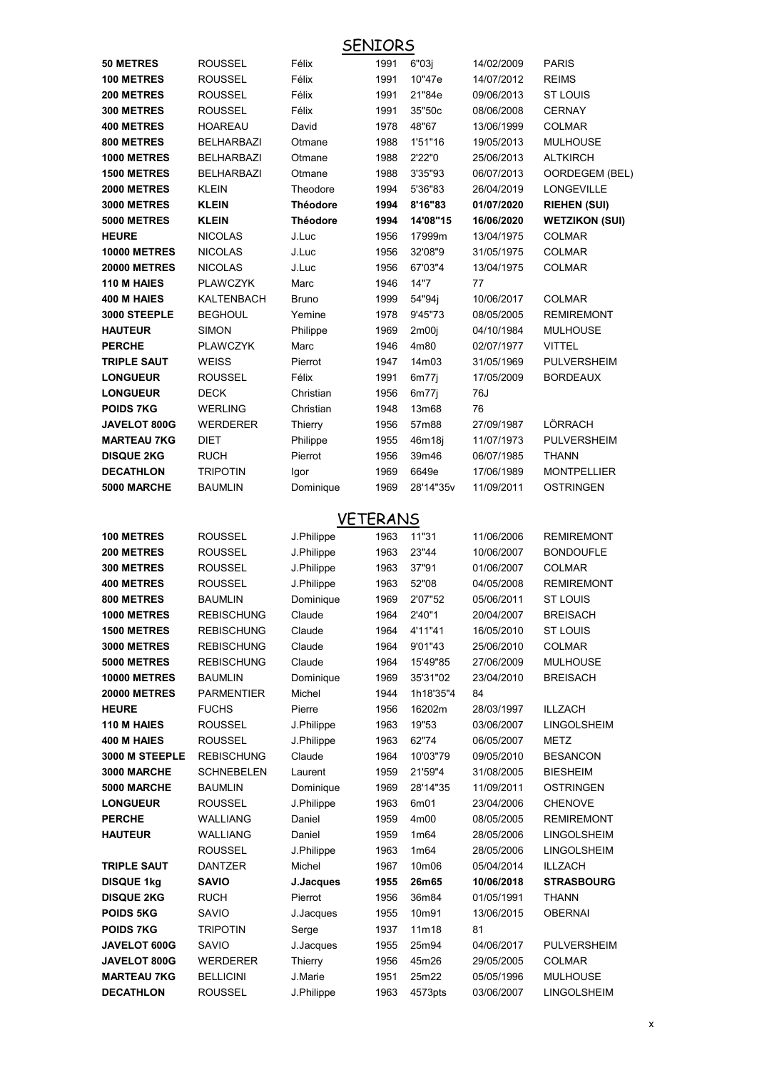## SENIORS

| | | | | | | |
|---|---|---|---|---|---|---|
| **50 METRES** | ROUSSEL | Félix | 1991 | 6"03j | 14/02/2009 | PARIS |
| **100 METRES** | ROUSSEL | Félix | 1991 | 10"47e | 14/07/2012 | REIMS |
| **200 METRES** | ROUSSEL | Félix | 1991 | 21"84e | 09/06/2013 | ST LOUIS |
| **300 METRES** | ROUSSEL | Félix | 1991 | 35"50c | 08/06/2008 | CERNAY |
| **400 METRES** | HOAREAU | David | 1978 | 48"67 | 13/06/1999 | COLMAR |
| **800 METRES** | BELHARBAZI | Otmane | 1988 | 1'51"16 | 19/05/2013 | MULHOUSE |
| **1000 METRES** | BELHARBAZI | Otmane | 1988 | 2'22"0 | 25/06/2013 | ALTKIRCH |
| **1500 METRES** | BELHARBAZI | Otmane | 1988 | 3'35"93 | 06/07/2013 | OORDEGEM (BEL) |
| **2000 METRES** | KLEIN | Theodore | 1994 | 5'36"83 | 26/04/2019 | LONGEVILLE |
| **3000 METRES** | **KLEIN** | **Théodore** | **1994** | **8'16"83** | **01/07/2020** | **RIEHEN (SUI)** |
| **5000 METRES** | **KLEIN** | **Théodore** | **1994** | **14'08"15** | **16/06/2020** | **WETZIKON (SUI)** |
| **HEURE** | NICOLAS | J.Luc | 1956 | 17999m | 13/04/1975 | COLMAR |
| **10000 METRES** | NICOLAS | J.Luc | 1956 | 32'08"9 | 31/05/1975 | COLMAR |
| **20000 METRES** | NICOLAS | J.Luc | 1956 | 67'03"4 | 13/04/1975 | COLMAR |
| **110 M HAIES** | PLAWCZYK | Marc | 1946 | 14"7 | 77 | |
| **400 M HAIES** | KALTENBACH | Bruno | 1999 | 54"94j | 10/06/2017 | COLMAR |
| **3000 STEEPLE** | BEGHOUL | Yemine | 1978 | 9'45"73 | 08/05/2005 | REMIREMONT |
| **HAUTEUR** | SIMON | Philippe | 1969 | 2m00j | 04/10/1984 | MULHOUSE |
| **PERCHE** | PLAWCZYK | Marc | 1946 | 4m80 | 02/07/1977 | VITTEL |
| **TRIPLE SAUT** | WEISS | Pierrot | 1947 | 14m03 | 31/05/1969 | PULVERSHEIM |
| **LONGUEUR** | ROUSSEL | Félix | 1991 | 6m77j | 17/05/2009 | BORDEAUX |
| **LONGUEUR** | DECK | Christian | 1956 | 6m77j | 76J | |
| **POIDS 7KG** | WERLING | Christian | 1948 | 13m68 | 76 | |
| **JAVELOT 800G** | WERDERER | Thierry | 1956 | 57m88 | 27/09/1987 | LÖRRACH |
| **MARTEAU 7KG** | DIET | Philippe | 1955 | 46m18j | 11/07/1973 | PULVERSHEIM |
| **DISQUE 2KG** | RUCH | Pierrot | 1956 | 39m46 | 06/07/1985 | THANN |
| **DECATHLON** | TRIPOTIN | Igor | 1969 | 6649e | 17/06/1989 | MONTPELLIER |
| **5000 MARCHE** | BAUMLIN | Dominique | 1969 | 28'14"35v | 11/09/2011 | OSTRINGEN |

## VETERANS

| | | | | | | |
|---|---|---|---|---|---|---|
| **100 METRES** | ROUSSEL | J.Philippe | 1963 | 11"31 | 11/06/2006 | REMIREMONT |
| **200 METRES** | ROUSSEL | J.Philippe | 1963 | 23"44 | 10/06/2007 | BONDOUFLE |
| **300 METRES** | ROUSSEL | J.Philippe | 1963 | 37"91 | 01/06/2007 | COLMAR |
| **400 METRES** | ROUSSEL | J.Philippe | 1963 | 52"08 | 04/05/2008 | REMIREMONT |
| **800 METRES** | BAUMLIN | Dominique | 1969 | 2'07"52 | 05/06/2011 | ST LOUIS |
| **1000 METRES** | REBISCHUNG | Claude | 1964 | 2'40"1 | 20/04/2007 | BREISACH |
| **1500 METRES** | REBISCHUNG | Claude | 1964 | 4'11"41 | 16/05/2010 | ST LOUIS |
| **3000 METRES** | REBISCHUNG | Claude | 1964 | 9'01"43 | 25/06/2010 | COLMAR |
| **5000 METRES** | REBISCHUNG | Claude | 1964 | 15'49"85 | 27/06/2009 | MULHOUSE |
| **10000 METRES** | BAUMLIN | Dominique | 1969 | 35'31"02 | 23/04/2010 | BREISACH |
| **20000 METRES** | PARMENTIER | Michel | 1944 | 1h18'35"4 | 84 | |
| **HEURE** | FUCHS | Pierre | 1956 | 16202m | 28/03/1997 | ILLZACH |
| **110 M HAIES** | ROUSSEL | J.Philippe | 1963 | 19"53 | 03/06/2007 | LINGOLSHEIM |
| **400 M HAIES** | ROUSSEL | J.Philippe | 1963 | 62"74 | 06/05/2007 | METZ |
| **3000 M STEEPLE** | REBISCHUNG | Claude | 1964 | 10'03"79 | 09/05/2010 | BESANCON |
| **3000 MARCHE** | SCHNEBELEN | Laurent | 1959 | 21'59"4 | 31/08/2005 | BIESHEIM |
| **5000 MARCHE** | BAUMLIN | Dominique | 1969 | 28'14"35 | 11/09/2011 | OSTRINGEN |
| **LONGUEUR** | ROUSSEL | J.Philippe | 1963 | 6m01 | 23/04/2006 | CHENOVE |
| **PERCHE** | WALLIANG | Daniel | 1959 | 4m00 | 08/05/2005 | REMIREMONT |
| **HAUTEUR** | WALLIANG | Daniel | 1959 | 1m64 | 28/05/2006 | LINGOLSHEIM |
| | ROUSSEL | J.Philippe | 1963 | 1m64 | 28/05/2006 | LINGOLSHEIM |
| **TRIPLE SAUT** | DANTZER | Michel | 1967 | 10m06 | 05/04/2014 | ILLZACH |
| **DISQUE 1kg** | **SAVIO** | **J.Jacques** | **1955** | **26m65** | **10/06/2018** | **STRASBOURG** |
| **DISQUE 2KG** | RUCH | Pierrot | 1956 | 36m84 | 01/05/1991 | THANN |
| **POIDS 5KG** | SAVIO | J.Jacques | 1955 | 10m91 | 13/06/2015 | OBERNAI |
| **POIDS 7KG** | TRIPOTIN | Serge | 1937 | 11m18 | 81 | |
| **JAVELOT 600G** | SAVIO | J.Jacques | 1955 | 25m94 | 04/06/2017 | PULVERSHEIM |
| **JAVELOT 800G** | WERDERER | Thierry | 1956 | 45m26 | 29/05/2005 | COLMAR |
| **MARTEAU 7KG** | BELLICINI | J.Marie | 1951 | 25m22 | 05/05/1996 | MULHOUSE |
| **DECATHLON** | ROUSSEL | J.Philippe | 1963 | 4573pts | 03/06/2007 | LINGOLSHEIM |

x